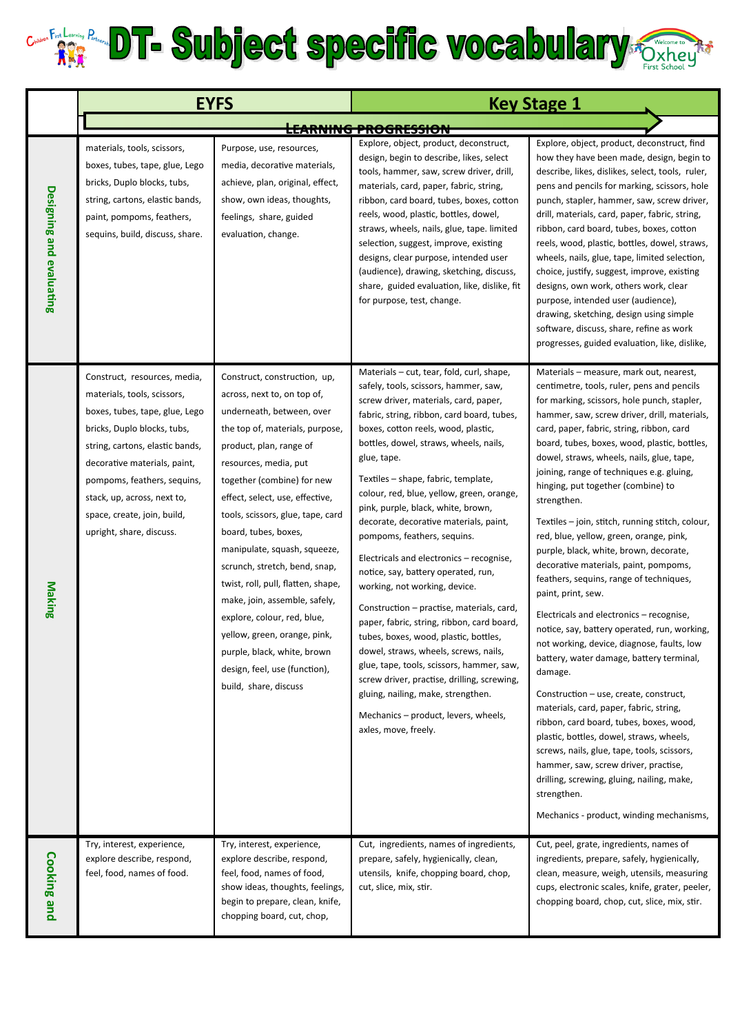# DT- Subject specific vocabulary

| | EYFS | | Key Stage 1 | |
|---|---|---|---|---|
| | LEARNING PROGRESSION | | | |
| **Designing and evaluating** | materials, tools, scissors, boxes, tubes, tape, glue, Lego bricks, Duplo blocks, tubs, string, cartons, elastic bands, paint, pompoms, feathers, sequins, build, discuss, share. | Purpose, use, resources, media, decorative materials, achieve, plan, original, effect, show, own ideas, thoughts, feelings, share, guided evaluation, change. | Explore, object, product, deconstruct, design, begin to describe, likes, select tools, hammer, saw, screw driver, drill, materials, card, paper, fabric, string, ribbon, card board, tubes, boxes, cotton reels, wood, plastic, bottles, dowel, straws, wheels, nails, glue, tape. limited selection, suggest, improve, existing designs, clear purpose, intended user (audience), drawing, sketching, discuss, share, guided evaluation, like, dislike, fit for purpose, test, change. | Explore, object, product, deconstruct, find how they have been made, design, begin to describe, likes, dislikes, select, tools, ruler, pens and pencils for marking, scissors, hole punch, stapler, hammer, saw, screw driver, drill, materials, card, paper, fabric, string, ribbon, card board, tubes, boxes, cotton reels, wood, plastic, bottles, dowel, straws, wheels, nails, glue, tape, limited selection, choice, justify, suggest, improve, existing designs, own work, others work, clear purpose, intended user (audience), drawing, sketching, design using simple software, discuss, share, refine as work progresses, guided evaluation, like, dislike, |
| **Making** | Construct, resources, media, materials, tools, scissors, boxes, tubes, tape, glue, Lego bricks, Duplo blocks, tubs, string, cartons, elastic bands, decorative materials, paint, pompoms, feathers, sequins, stack, up, across, next to, space, create, join, build, upright, share, discuss. | Construct, construction, up, across, next to, on top of, underneath, between, over the top of, materials, purpose, product, plan, range of resources, media, put together (combine) for new effect, select, use, effective, tools, scissors, glue, tape, card board, tubes, boxes, manipulate, squash, squeeze, scrunch, stretch, bend, snap, twist, roll, pull, flatten, shape, make, join, assemble, safely, explore, colour, red, blue, yellow, green, orange, pink, purple, black, white, brown design, feel, use (function), build, share, discuss | Materials – cut, tear, fold, curl, shape, safely, tools, scissors, hammer, saw, screw driver, materials, card, paper, fabric, string, ribbon, card board, tubes, boxes, cotton reels, wood, plastic, bottles, dowel, straws, wheels, nails, glue, tape.<br><br>Textiles – shape, fabric, template, colour, red, blue, yellow, green, orange, pink, purple, black, white, brown, decorate, decorative materials, paint, pompoms, feathers, sequins.<br><br>Electricals and electronics – recognise, notice, say, battery operated, run, working, not working, device.<br><br>Construction – practise, materials, card, paper, fabric, string, ribbon, card board, tubes, boxes, wood, plastic, bottles, dowel, straws, wheels, screws, nails, glue, tape, tools, scissors, hammer, saw, screw driver, practise, drilling, screwing, gluing, nailing, make, strengthen.<br><br>Mechanics – product, levers, wheels, axles, move, freely. | Materials – measure, mark out, nearest, centimetre, tools, ruler, pens and pencils for marking, scissors, hole punch, stapler, hammer, saw, screw driver, drill, materials, card, paper, fabric, string, ribbon, card board, tubes, boxes, wood, plastic, bottles, dowel, straws, wheels, nails, glue, tape, joining, range of techniques e.g. gluing, hinging, put together (combine) to strengthen.<br><br>Textiles – join, stitch, running stitch, colour, red, blue, yellow, green, orange, pink, purple, black, white, brown, decorate, decorative materials, paint, pompoms, feathers, sequins, range of techniques, paint, print, sew.<br><br>Electricals and electronics – recognise, notice, say, battery operated, run, working, not working, device, diagnose, faults, low battery, water damage, battery terminal, damage.<br><br>Construction – use, create, construct, materials, card, paper, fabric, string, ribbon, card board, tubes, boxes, wood, plastic, bottles, dowel, straws, wheels, screws, nails, glue, tape, tools, scissors, hammer, saw, screw driver, practise, drilling, screwing, gluing, nailing, make, strengthen.<br><br>Mechanics - product, winding mechanisms, |
| **Cooking and** | Try, interest, experience, explore describe, respond, feel, food, names of food. | Try, interest, experience, explore describe, respond, feel, food, names of food, show ideas, thoughts, feelings, begin to prepare, clean, knife, chopping board, cut, chop, | Cut, ingredients, names of ingredients, prepare, safely, hygienically, clean, utensils, knife, chopping board, chop, cut, slice, mix, stir. | Cut, peel, grate, ingredients, names of ingredients, prepare, safely, hygienically, clean, measure, weigh, utensils, measuring cups, electronic scales, knife, grater, peeler, chopping board, chop, cut, slice, mix, stir. |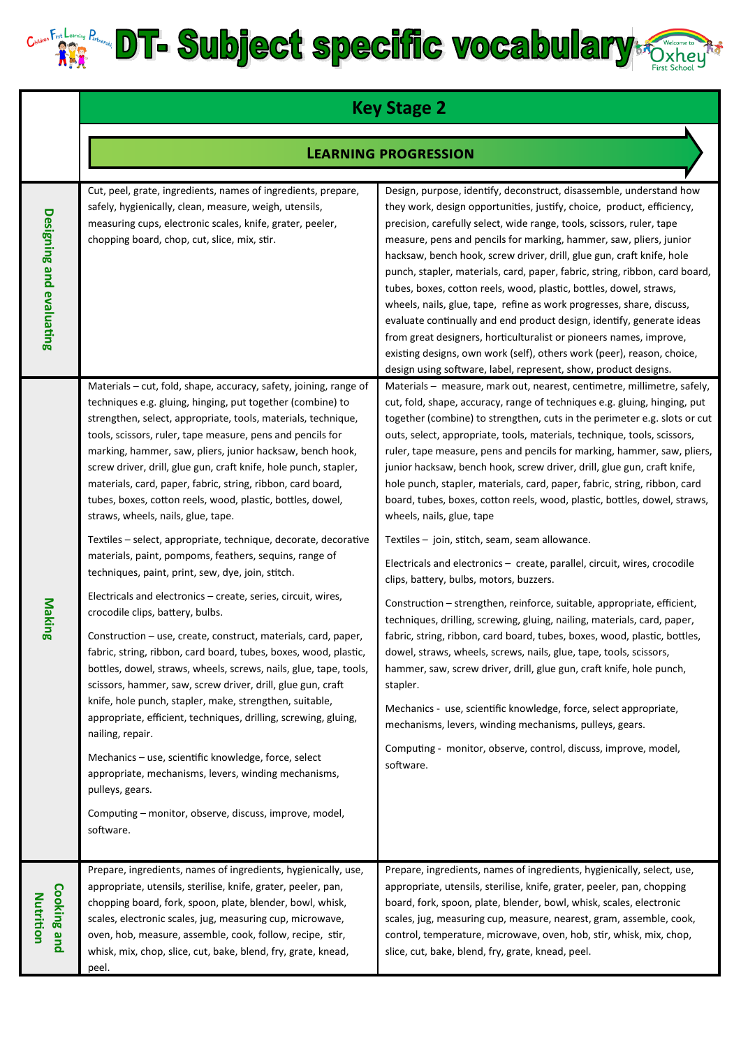# DT- Subject specific vocabulary

| | Key Stage 2 | |
|---|---|---|
| | **LEARNING PROGRESSION** | |
| **Designing and evaluating** | Cut, peel, grate, ingredients, names of ingredients, prepare, safely, hygienically, clean, measure, weigh, utensils, measuring cups, electronic scales, knife, grater, peeler, chopping board, chop, cut, slice, mix, stir. | Design, purpose, identify, deconstruct, disassemble, understand how they work, design opportunities, justify, choice, product, efficiency, precision, carefully select, wide range, tools, scissors, ruler, tape measure, pens and pencils for marking, hammer, saw, pliers, junior hacksaw, bench hook, screw driver, drill, glue gun, craft knife, hole punch, stapler, materials, card, paper, fabric, string, ribbon, card board, tubes, boxes, cotton reels, wood, plastic, bottles, dowel, straws, wheels, nails, glue, tape, refine as work progresses, share, discuss, evaluate continually and end product design, identify, generate ideas from great designers, horticulturalist or pioneers names, improve, existing designs, own work (self), others work (peer), reason, choice, design using software, label, represent, show, product designs. |
| **Making** | Materials – cut, fold, shape, accuracy, safety, joining, range of techniques e.g. gluing, hinging, put together (combine) to strengthen, select, appropriate, tools, materials, technique, tools, scissors, ruler, tape measure, pens and pencils for marking, hammer, saw, pliers, junior hacksaw, bench hook, screw driver, drill, glue gun, craft knife, hole punch, stapler, materials, card, paper, fabric, string, ribbon, card board, tubes, boxes, cotton reels, wood, plastic, bottles, dowel, straws, wheels, nails, glue, tape.<br><br>Textiles – select, appropriate, technique, decorate, decorative materials, paint, pompoms, feathers, sequins, range of techniques, paint, print, sew, dye, join, stitch.<br><br>Electricals and electronics – create, series, circuit, wires, crocodile clips, battery, bulbs.<br><br>Construction – use, create, construct, materials, card, paper, fabric, string, ribbon, card board, tubes, boxes, wood, plastic, bottles, dowel, straws, wheels, screws, nails, glue, tape, tools, scissors, hammer, saw, screw driver, drill, glue gun, craft knife, hole punch, stapler, make, strengthen, suitable, appropriate, efficient, techniques, drilling, screwing, gluing, nailing, repair.<br><br>Mechanics – use, scientific knowledge, force, select appropriate, mechanisms, levers, winding mechanisms, pulleys, gears.<br><br>Computing – monitor, observe, discuss, improve, model, software. | Materials – measure, mark out, nearest, centimetre, millimetre, safely, cut, fold, shape, accuracy, range of techniques e.g. gluing, hinging, put together (combine) to strengthen, cuts in the perimeter e.g. slots or cut outs, select, appropriate, tools, materials, technique, tools, scissors, ruler, tape measure, pens and pencils for marking, hammer, saw, pliers, junior hacksaw, bench hook, screw driver, drill, glue gun, craft knife, hole punch, stapler, materials, card, paper, fabric, string, ribbon, card board, tubes, boxes, cotton reels, wood, plastic, bottles, dowel, straws, wheels, nails, glue, tape<br><br>Textiles – join, stitch, seam, seam allowance.<br><br>Electricals and electronics – create, parallel, circuit, wires, crocodile clips, battery, bulbs, motors, buzzers.<br><br>Construction – strengthen, reinforce, suitable, appropriate, efficient, techniques, drilling, screwing, gluing, nailing, materials, card, paper, fabric, string, ribbon, card board, tubes, boxes, wood, plastic, bottles, dowel, straws, wheels, screws, nails, glue, tape, tools, scissors, hammer, saw, screw driver, drill, glue gun, craft knife, hole punch, stapler.<br><br>Mechanics - use, scientific knowledge, force, select appropriate, mechanisms, levers, winding mechanisms, pulleys, gears.<br><br>Computing - monitor, observe, control, discuss, improve, model, software. |
| **Cooking and Nutrition** | Prepare, ingredients, names of ingredients, hygienically, use, appropriate, utensils, sterilise, knife, grater, peeler, pan, chopping board, fork, spoon, plate, blender, bowl, whisk, scales, electronic scales, jug, measuring cup, microwave, oven, hob, measure, assemble, cook, follow, recipe, stir, whisk, mix, chop, slice, cut, bake, blend, fry, grate, knead, peel. | Prepare, ingredients, names of ingredients, hygienically, select, use, appropriate, utensils, sterilise, knife, grater, peeler, pan, chopping board, fork, spoon, plate, blender, bowl, whisk, scales, electronic scales, jug, measuring cup, measure, nearest, gram, assemble, cook, control, temperature, microwave, oven, hob, stir, whisk, mix, chop, slice, cut, bake, blend, fry, grate, knead, peel. |